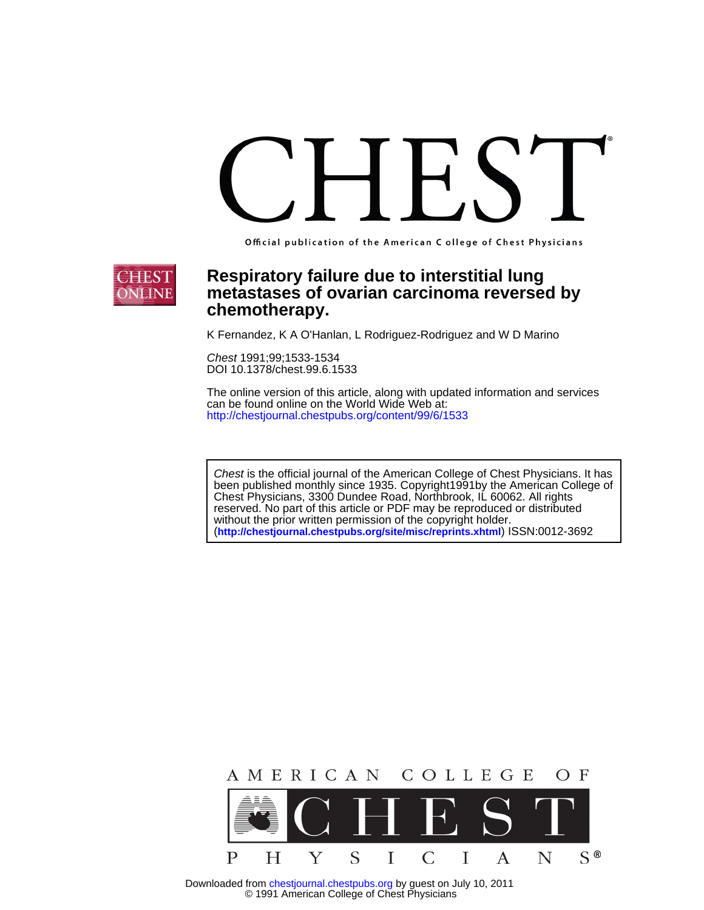# CHEST

Official publication of the American College of Chest Physicians

## Respiratory failure due to interstitial lung metastases of ovarian carcinoma reversed by chemotherapy.

K Fernandez, K A O'Hanlan, L Rodriguez-Rodriguez and W D Marino

*Chest* 1991;99;1533-1534
DOI 10.1378/chest.99.6.1533

The online version of this article, along with updated information and services can be found online on the World Wide Web at:
http://chestjournal.chestpubs.org/content/99/6/1533

*Chest* is the official journal of the American College of Chest Physicians. It has been published monthly since 1935. Copyright1991by the American College of Chest Physicians, 3300 Dundee Road, Northbrook, IL 60062. All rights reserved. No part of this article or PDF may be reproduced or distributed without the prior written permission of the copyright holder. (**http://chestjournal.chestpubs.org/site/misc/reprints.xhtml**) ISSN:0012-3692

AMERICAN COLLEGE OF CHEST PHYSICIANS®

Downloaded from chestjournal.chestpubs.org by guest on July 10, 2011
© 1991 American College of Chest Physicians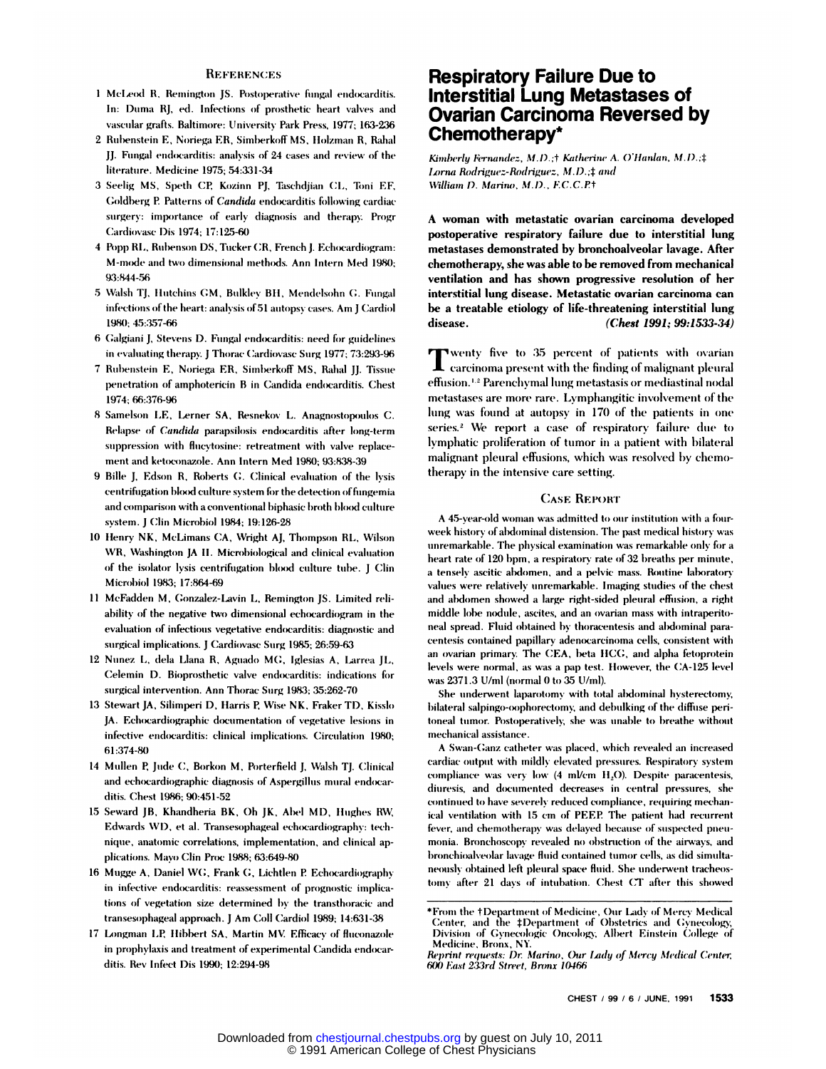## References

1. McLeod R, Remington JS. Postoperative fungal endocarditis. In: Duma RJ, ed. Infections of prosthetic heart valves and vascular grafts. Baltimore: University Park Press, 1977; 163-236
2. Rubenstein E, Noriega ER, Simberkoff MS, Holzman R, Rahal JJ. Fungal endocarditis: analysis of 24 cases and review of the literature. Medicine 1975; 54:331-34
3. Seelig MS, Speth CP, Kozinn PJ, Taschdjian CL, Toni EF, Goldberg P. Patterns of *Candida* endocarditis following cardiac surgery: importance of early diagnosis and therapy. Progr Cardiovasc Dis 1974; 17:125-60
4. Popp RL, Rubenson DS, Tucker CR, French J. Echocardiogram: M-mode and two dimensional methods. Ann Intern Med 1980; 93:844-56
5. Walsh TJ, Hutchins GM, Bulkley BH, Mendelsohn G. Fungal infections of the heart: analysis of 51 autopsy cases. Am J Cardiol 1980; 45:357-66
6. Galgiani J, Stevens D. Fungal endocarditis: need for guidelines in evaluating therapy. J Thorac Cardiovasc Surg 1977; 73:293-96
7. Rubenstein E, Noriega ER, Simberkoff MS, Rahal JJ. Tissue penetration of amphotericin B in Candida endocarditis. Chest 1974; 66:376-96
8. Samelson LE, Lerner SA, Resnekov L. Anagnostopoulos C. Relapse of *Candida* parapsilosis endocarditis after long-term suppression with flucytosine: retreatment with valve replacement and ketoconazole. Ann Intern Med 1980; 93:838-39
9. Bille J, Edson R, Roberts G. Clinical evaluation of the lysis centrifugation blood culture system for the detection of fungemia and comparison with a conventional biphasic broth blood culture system. J Clin Microbiol 1984; 19:126-28
10. Henry NK, McLimans CA, Wright AJ, Thompson RL, Wilson WR, Washington JA II. Microbiological and clinical evaluation of the isolator lysis centrifugation blood culture tube. J Clin Microbiol 1983; 17:864-69
11. McFadden M, Gonzalez-Lavin L, Remington JS. Limited reliability of the negative two dimensional echocardiogram in the evaluation of infectious vegetative endocarditis: diagnostic and surgical implications. J Cardiovasc Surg 1985; 26:59-63
12. Nunez L, dela Llana R, Aguado MG, Iglesias A, Larrea JL, Celemin D. Bioprosthetic valve endocarditis: indications for surgical intervention. Ann Thorac Surg 1983; 35:262-70
13. Stewart JA, Silimperi D, Harris P, Wise NK, Fraker TD, Kisslo JA. Echocardiographic documentation of vegetative lesions in infective endocarditis: clinical implications. Circulation 1980; 61:374-80
14. Mullen P, Jude C, Borkon M, Porterfield J, Walsh TJ. Clinical and echocardiographic diagnosis of Aspergillus mural endocarditis. Chest 1986; 90:451-52
15. Seward JB, Khandheria BK, Oh JK, Abel MD, Hughes RW, Edwards WD, et al. Transesophageal echocardiography: technique, anatomic correlations, implementation, and clinical applications. Mayo Clin Proc 1988; 63:649-80
16. Mugge A, Daniel WG, Frank G, Lichtlen P. Echocardiography in infective endocarditis: reassessment of prognostic implications of vegetation size determined by the transthoracic and transesophageal approach. J Am Coll Cardiol 1989; 14:631-38
17. Longman LP, Hibbert SA, Martin MV. Efficacy of fluconazole in prophylaxis and treatment of experimental Candida endocarditis. Rev Infect Dis 1990; 12:294-98

# Respiratory Failure Due to Interstitial Lung Metastases of Ovarian Carcinoma Reversed by Chemotherapy*

*Kimberly Fernandez, M.D.;† Katherine A. O'Hanlan, M.D.;‡ Lorna Rodriguez-Rodriguez, M.D.;‡ and William D. Marino, M.D., F.C.C.P.†*

**A woman with metastatic ovarian carcinoma developed postoperative respiratory failure due to interstitial lung metastases demonstrated by bronchoalveolar lavage. After chemotherapy, she was able to be removed from mechanical ventilation and has shown progressive resolution of her interstitial lung disease. Metastatic ovarian carcinoma can be a treatable etiology of life-threatening interstitial lung disease.** ***(Chest 1991; 99:1533-34)***

Twenty five to 35 percent of patients with ovarian carcinoma present with the finding of malignant pleural effusion.[1,2] Parenchymal lung metastasis or mediastinal nodal metastases are more rare. Lymphangitic involvement of the lung was found at autopsy in 170 of the patients in one series.[2] We report a case of respiratory failure due to lymphatic proliferation of tumor in a patient with bilateral malignant pleural effusions, which was resolved by chemotherapy in the intensive care setting.

## Case Report

A 45-year-old woman was admitted to our institution with a four-week history of abdominal distension. The past medical history was unremarkable. The physical examination was remarkable only for a heart rate of 120 bpm, a respiratory rate of 32 breaths per minute, a tensely ascitic abdomen, and a pelvic mass. Routine laboratory values were relatively unremarkable. Imaging studies of the chest and abdomen showed a large right-sided pleural effusion, a right middle lobe nodule, ascites, and an ovarian mass with intraperitoneal spread. Fluid obtained by thoracentesis and abdominal paracentesis contained papillary adenocarcinoma cells, consistent with an ovarian primary. The CEA, beta HCG, and alpha fetoprotein levels were normal, as was a pap test. However, the CA-125 level was 2371.3 U/ml (normal 0 to 35 U/ml).

She underwent laparotomy with total abdominal hysterectomy, bilateral salpingo-oophorectomy, and debulking of the diffuse peritoneal tumor. Postoperatively, she was unable to breathe without mechanical assistance.

A Swan-Ganz catheter was placed, which revealed an increased cardiac output with mildly elevated pressures. Respiratory system compliance was very low (4 ml/cm $H_2O$). Despite paracentesis, diuresis, and documented decreases in central pressures, she continued to have severely reduced compliance, requiring mechanical ventilation with 15 cm of PEEP. The patient had recurrent fever, and chemotherapy was delayed because of suspected pneumonia. Bronchoscopy revealed no obstruction of the airways, and bronchioalveolar lavage fluid contained tumor cells, as did simultaneously obtained left pleural space fluid. She underwent tracheostomy after 21 days of intubation. Chest CT after this showed

*From the †Department of Medicine, Our Lady of Mercy Medical Center, and the ‡Department of Obstetrics and Gynecology, Division of Gynecologic Oncology, Albert Einstein College of Medicine, Bronx, NY.

*Reprint requests: Dr. Marino, Our Lady of Mercy Medical Center, 600 East 233rd Street, Bronx 10466*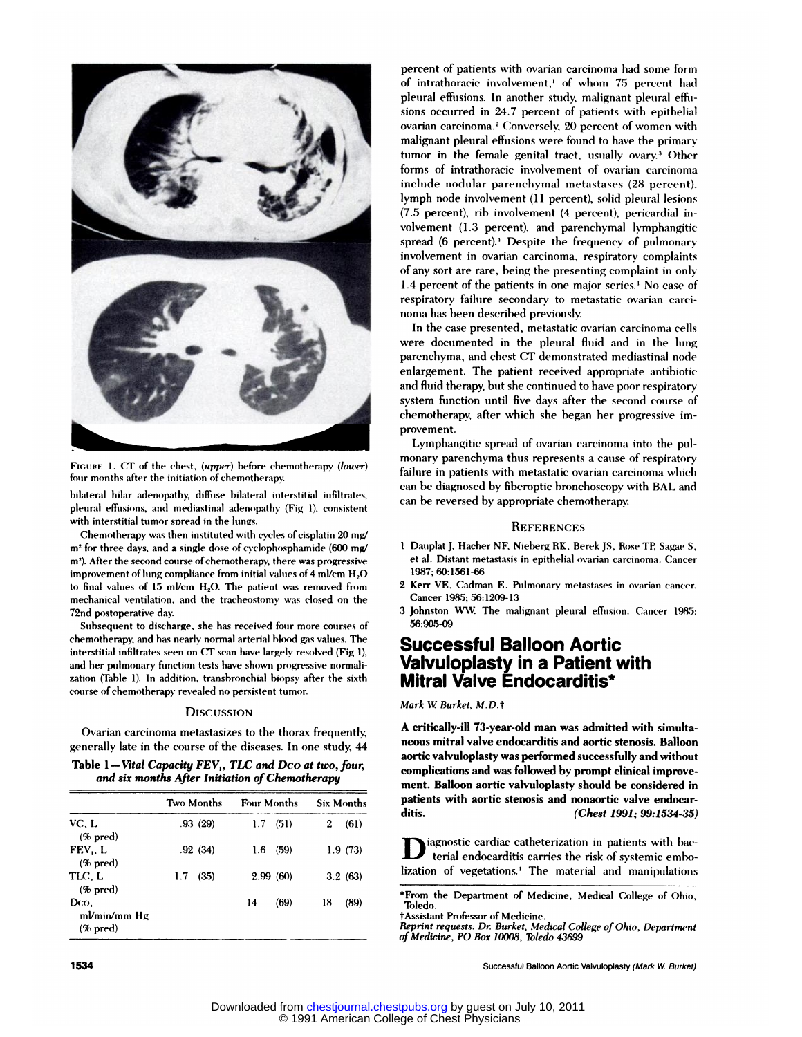FIGURE 1. CT of the chest, (*upper*) before chemotherapy (*lower*) four months after the initiation of chemotherapy.

bilateral hilar adenopathy, diffuse bilateral interstitial infiltrates, pleural effusions, and mediastinal adenopathy (Fig 1), consistent with interstitial tumor spread in the lungs.

Chemotherapy was then instituted with cycles of cisplatin 20 mg/m² for three days, and a single dose of cyclophosphamide (600 mg/m²). After the second course of chemotherapy, there was progressive improvement of lung compliance from initial values of 4 ml/cm $H_2O$ to final values of 15 ml/cm $H_2O$. The patient was removed from mechanical ventilation, and the tracheostomy was closed on the 72nd postoperative day.

Subsequent to discharge, she has received four more courses of chemotherapy, and has nearly normal arterial blood gas values. The interstitial infiltrates seen on CT scan have largely resolved (Fig 1), and her pulmonary function tests have shown progressive normalization (Table 1). In addition, transbronchial biopsy after the sixth course of chemotherapy revealed no persistent tumor.

## DISCUSSION

Ovarian carcinoma metastasizes to the thorax frequently, generally late in the course of the diseases. In one study, 44 percent of patients with ovarian carcinoma had some form of intrathoracic involvement,[1] of whom 75 percent had pleural effusions. In another study, malignant pleural effusions occurred in 24.7 percent of patients with epithelial ovarian carcinoma.[2] Conversely, 20 percent of women with malignant pleural effusions were found to have the primary tumor in the female genital tract, usually ovary.[3] Other forms of intrathoracic involvement of ovarian carcinoma include nodular parenchymal metastases (28 percent), lymph node involvement (11 percent), solid pleural lesions (7.5 percent), rib involvement (4 percent), pericardial involvement (1.3 percent), and parenchymal lymphangitic spread (6 percent).[1] Despite the frequency of pulmonary involvement in ovarian carcinoma, respiratory complaints of any sort are rare, being the presenting complaint in only 1.4 percent of the patients in one major series.[1] No case of respiratory failure secondary to metastatic ovarian carcinoma has been described previously.

**Table 1—*Vital Capacity $FEV_1$, TLC and Dco at two, four, and six months After Initiation of Chemotherapy***

| | Two Months | Four Months | Six Months |
|---|---|---|---|
| VC, L (% pred) | .93 (29) | 1.7 (51) | 2 (61) |
| $FEV_1$, L (% pred) | .92 (34) | 1.6 (59) | 1.9 (73) |
| TLC, L (% pred) | 1.7 (35) | 2.99 (60) | 3.2 (63) |
| Dco, ml/min/mm Hg (% pred) | | 14 (69) | 18 (89) |

In the case presented, metastatic ovarian carcinoma cells were documented in the pleural fluid and in the lung parenchyma, and chest CT demonstrated mediastinal node enlargement. The patient received appropriate antibiotic and fluid therapy, but she continued to have poor respiratory system function until five days after the second course of chemotherapy, after which she began her progressive improvement.

Lymphangitic spread of ovarian carcinoma into the pulmonary parenchyma thus represents a cause of respiratory failure in patients with metastatic ovarian carcinoma which can be diagnosed by fiberoptic bronchoscopy with BAL and can be reversed by appropriate chemotherapy.

## REFERENCES

1. Dauplat J, Hacher NF, Nieberg RK, Berek JS, Rose TP, Sagae S, et al. Distant metastasis in epithelial ovarian carcinoma. Cancer 1987; 60:1561-66
2. Kerr VE, Cadman E. Pulmonary metastases in ovarian cancer. Cancer 1985; 56:1209-13
3. Johnston WW. The malignant pleural effusion. Cancer 1985; 56:905-09

# Successful Balloon Aortic Valvuloplasty in a Patient with Mitral Valve Endocarditis*

*Mark W. Burket, M.D.†*

**A critically-ill 73-year-old man was admitted with simultaneous mitral valve endocarditis and aortic stenosis. Balloon aortic valvuloplasty was performed successfully and without complications and was followed by prompt clinical improvement. Balloon aortic valvuloplasty should be considered in patients with aortic stenosis and nonaortic valve endocarditis.** ***(Chest 1991; 99:1534-35)***

Diagnostic cardiac catheterization in patients with bacterial endocarditis carries the risk of systemic embolization of vegetations.[1] The material and manipulations

*From the Department of Medicine, Medical College of Ohio, Toledo.

†Assistant Professor of Medicine.

*Reprint requests: Dr. Burket, Medical College of Ohio, Department of Medicine, PO Box 10008, Toledo 43699*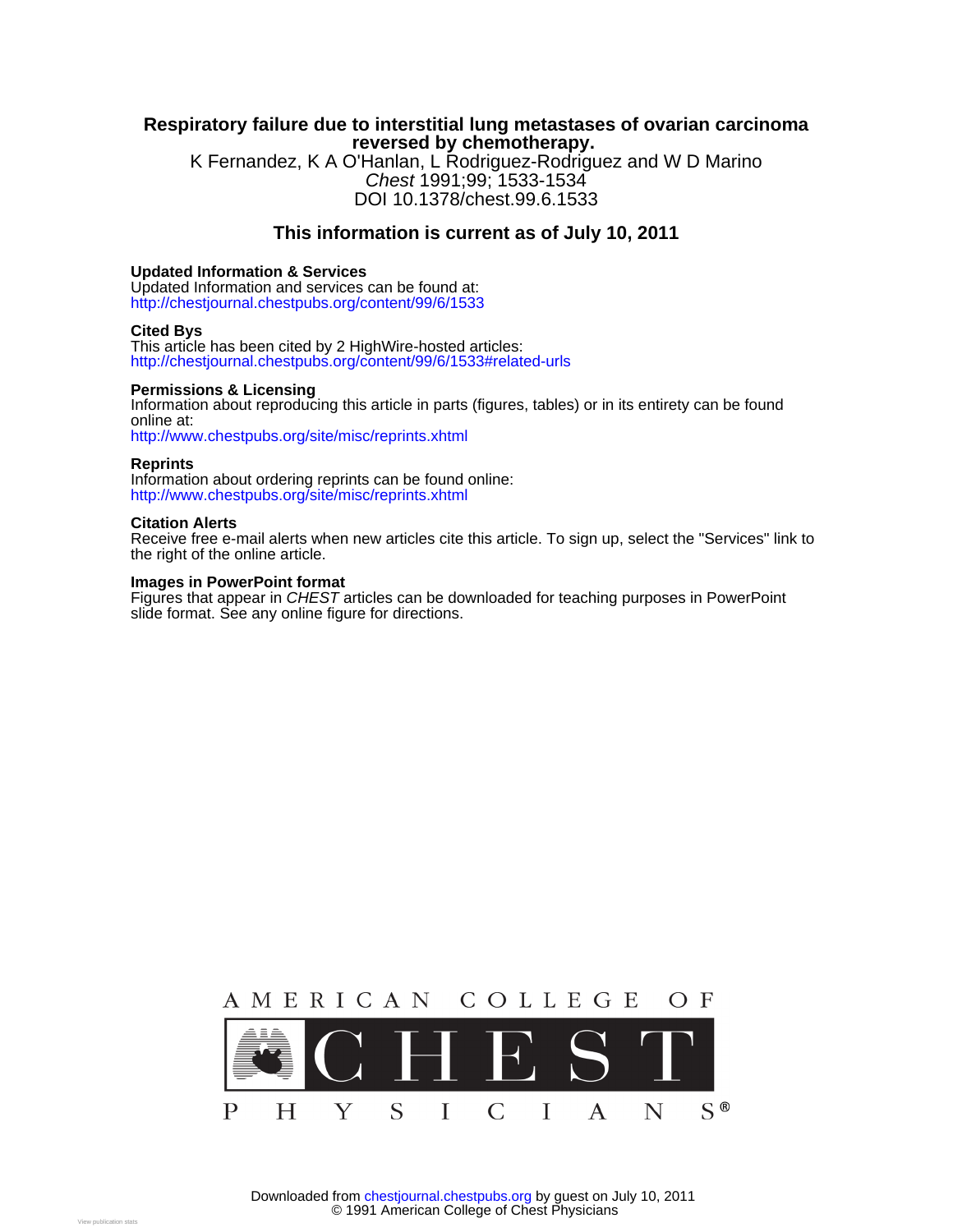# Respiratory failure due to interstitial lung metastases of ovarian carcinoma reversed by chemotherapy.

K Fernandez, K A O'Hanlan, L Rodriguez-Rodriguez and W D Marino

*Chest* 1991;99; 1533-1534

DOI 10.1378/chest.99.6.1533

## This information is current as of July 10, 2011

**Updated Information & Services**
Updated Information and services can be found at:
http://chestjournal.chestpubs.org/content/99/6/1533

**Cited Bys**
This article has been cited by 2 HighWire-hosted articles:
http://chestjournal.chestpubs.org/content/99/6/1533#related-urls

**Permissions & Licensing**
Information about reproducing this article in parts (figures, tables) or in its entirety can be found online at:
http://www.chestpubs.org/site/misc/reprints.xhtml

**Reprints**
Information about ordering reprints can be found online:
http://www.chestpubs.org/site/misc/reprints.xhtml

**Citation Alerts**
Receive free e-mail alerts when new articles cite this article. To sign up, select the "Services" link to the right of the online article.

**Images in PowerPoint format**
Figures that appear in *CHEST* articles can be downloaded for teaching purposes in PowerPoint slide format. See any online figure for directions.

AMERICAN COLLEGE OF CHEST PHYSICIANS®

Downloaded from chestjournal.chestpubs.org by guest on July 10, 2011
© 1991 American College of Chest Physicians